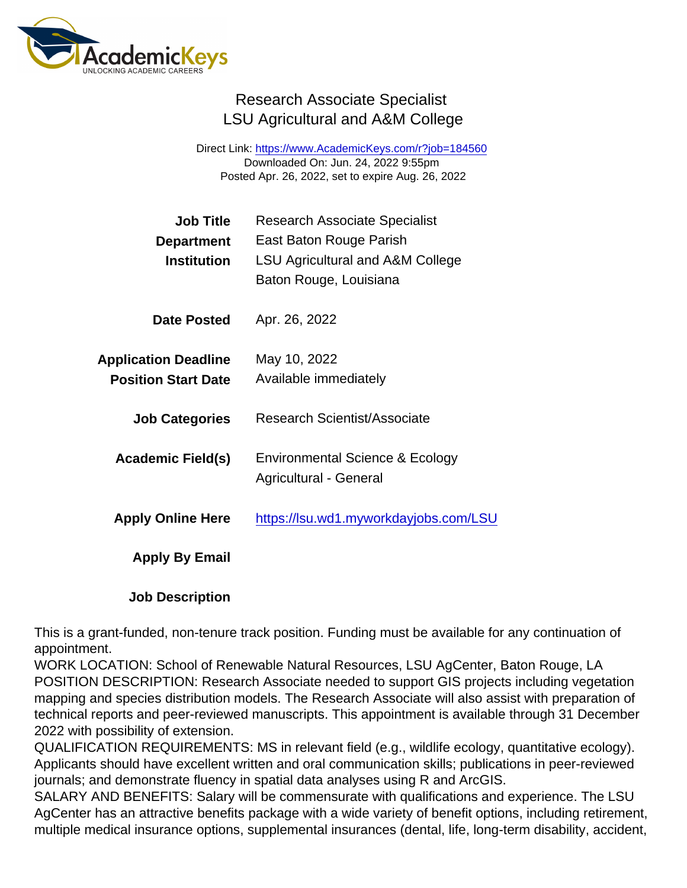# Research Associate Specialist
## LSU Agricultural and A&M College

Direct Link: https://www.AcademicKeys.com/r?job=184560
Downloaded On: Jun. 24, 2022 9:55pm
Posted Apr. 26, 2022, set to expire Aug. 26, 2022

| | |
|---|---|
| **Job Title** | Research Associate Specialist |
| **Department** | East Baton Rouge Parish |
| **Institution** | LSU Agricultural and A&M College<br>Baton Rouge, Louisiana |
| **Date Posted** | Apr. 26, 2022 |
| **Application Deadline** | May 10, 2022 |
| **Position Start Date** | Available immediately |
| **Job Categories** | Research Scientist/Associate |
| **Academic Field(s)** | Environmental Science & Ecology<br>Agricultural - General |
| **Apply Online Here** | https://lsu.wd1.myworkdayjobs.com/LSU |
| **Apply By Email** | |

**Job Description**

This is a grant-funded, non-tenure track position. Funding must be available for any continuation of appointment.

WORK LOCATION: School of Renewable Natural Resources, LSU AgCenter, Baton Rouge, LA

POSITION DESCRIPTION: Research Associate needed to support GIS projects including vegetation mapping and species distribution models. The Research Associate will also assist with preparation of technical reports and peer-reviewed manuscripts. This appointment is available through 31 December 2022 with possibility of extension.

QUALIFICATION REQUIREMENTS: MS in relevant field (e.g., wildlife ecology, quantitative ecology). Applicants should have excellent written and oral communication skills; publications in peer-reviewed journals; and demonstrate fluency in spatial data analyses using R and ArcGIS.

SALARY AND BENEFITS: Salary will be commensurate with qualifications and experience. The LSU AgCenter has an attractive benefits package with a wide variety of benefit options, including retirement, multiple medical insurance options, supplemental insurances (dental, life, long-term disability, accident,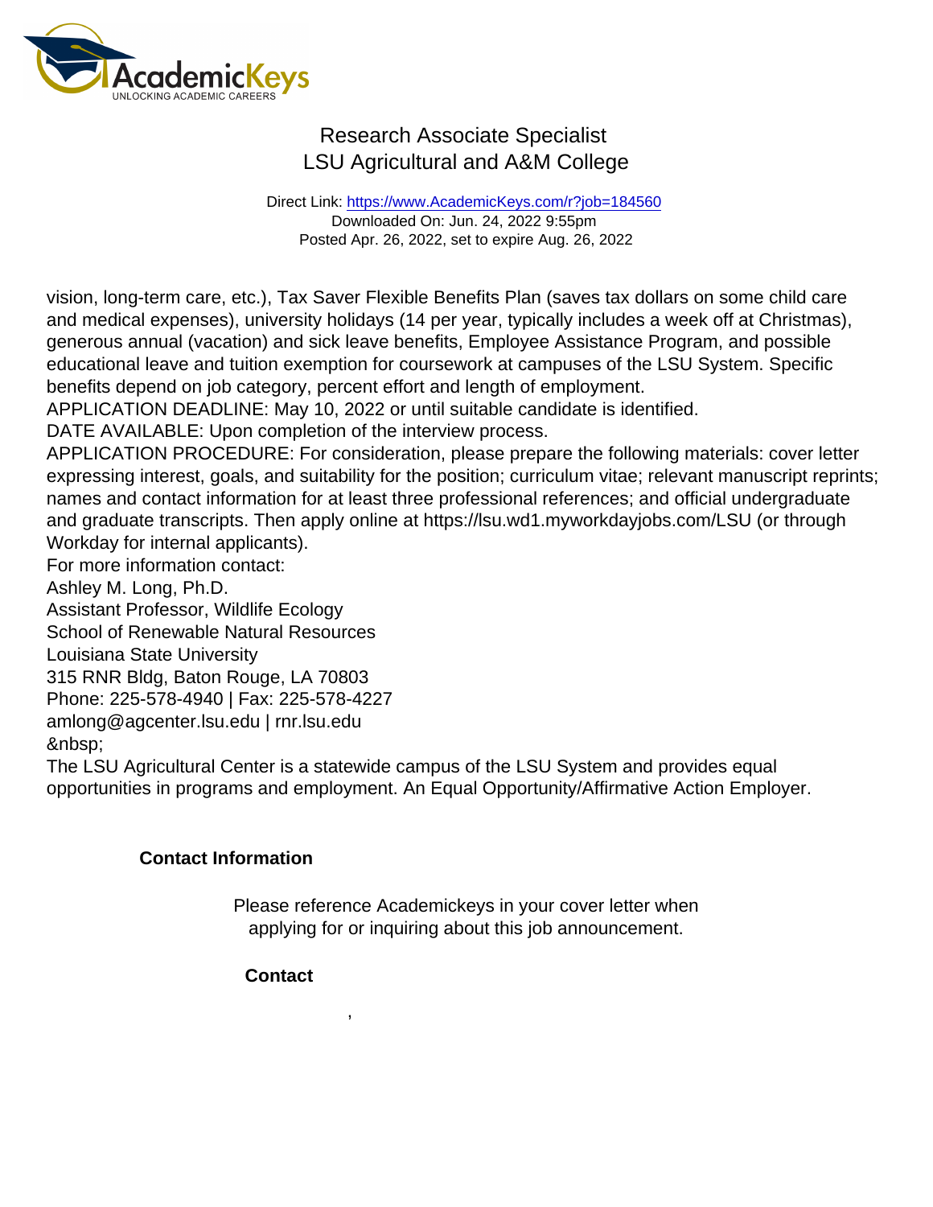vision, long-term care, etc.), Tax Saver Flexible Benefits Plan (saves tax dollars on some child care and medical expenses), university holidays (14 per year, typically includes a week off at Christmas), generous annual (vacation) and sick leave benefits, Employee Assistance Program, and possible educational leave and tuition exemption for coursework at campuses of the LSU System. Specific benefits depend on job category, percent effort and length of employment.
APPLICATION DEADLINE: May 10, 2022 or until suitable candidate is identified.
DATE AVAILABLE: Upon completion of the interview process.
APPLICATION PROCEDURE: For consideration, please prepare the following materials: cover letter expressing interest, goals, and suitability for the position; curriculum vitae; relevant manuscript reprints; names and contact information for at least three professional references; and official undergraduate and graduate transcripts. Then apply online at https://lsu.wd1.myworkdayjobs.com/LSU (or through Workday for internal applicants).
For more information contact:
Ashley M. Long, Ph.D.
Assistant Professor, Wildlife Ecology
School of Renewable Natural Resources
Louisiana State University
315 RNR Bldg, Baton Rouge, LA 70803
Phone: 225-578-4940 | Fax: 225-578-4227
amlong@agcenter.lsu.edu | rnr.lsu.edu
&nbsp;
The LSU Agricultural Center is a statewide campus of the LSU System and provides equal opportunities in programs and employment. An Equal Opportunity/Affirmative Action Employer.

**Contact Information**

Please reference Academickeys in your cover letter when applying for or inquiring about this job announcement.

**Contact**

,